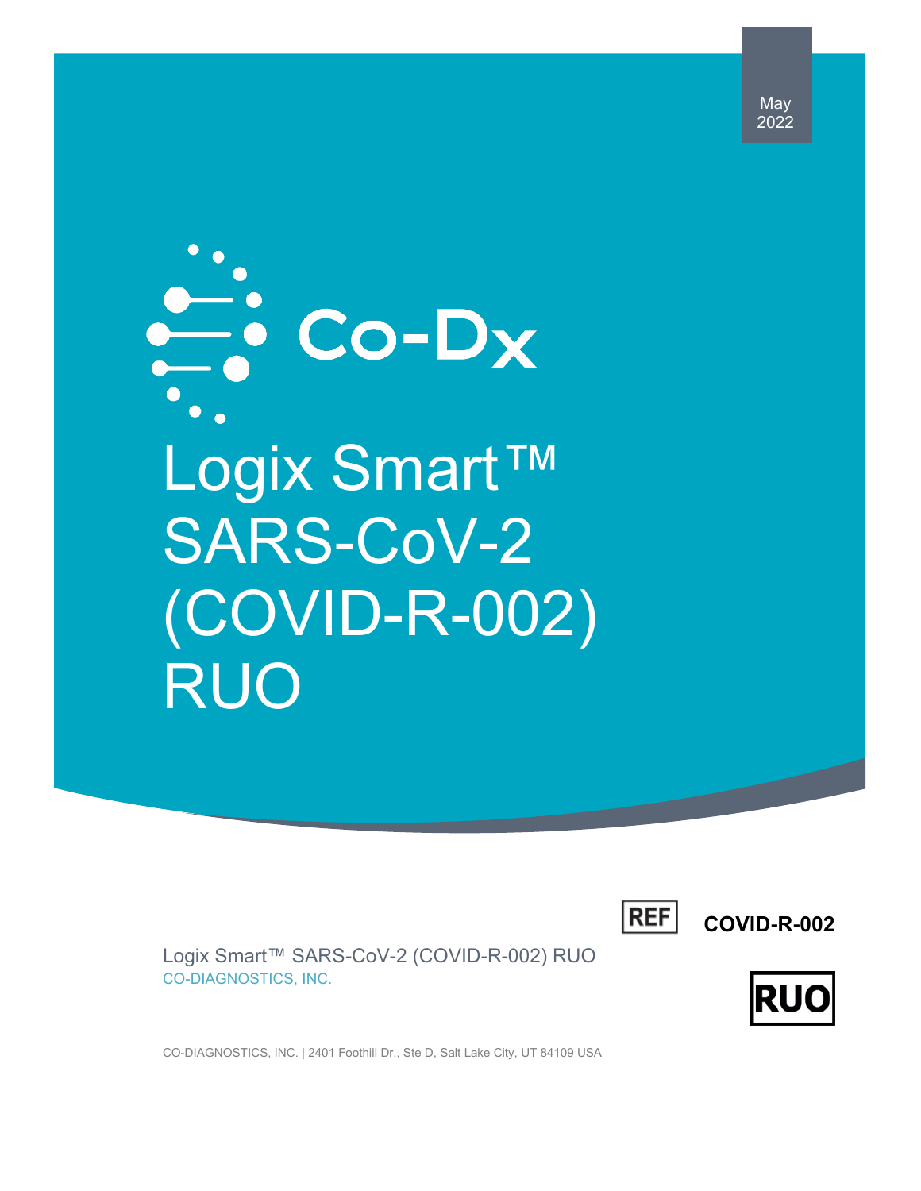May
2022

Co-Dx

# Logix Smart™ SARS-CoV-2 (COVID-R-002) RUO

REF **COVID-R-002**

Logix Smart™ SARS-CoV-2 (COVID-R-002) RUO
CO-DIAGNOSTICS, INC.

**RUO**

CO-DIAGNOSTICS, INC. | 2401 Foothill Dr., Ste D, Salt Lake City, UT 84109 USA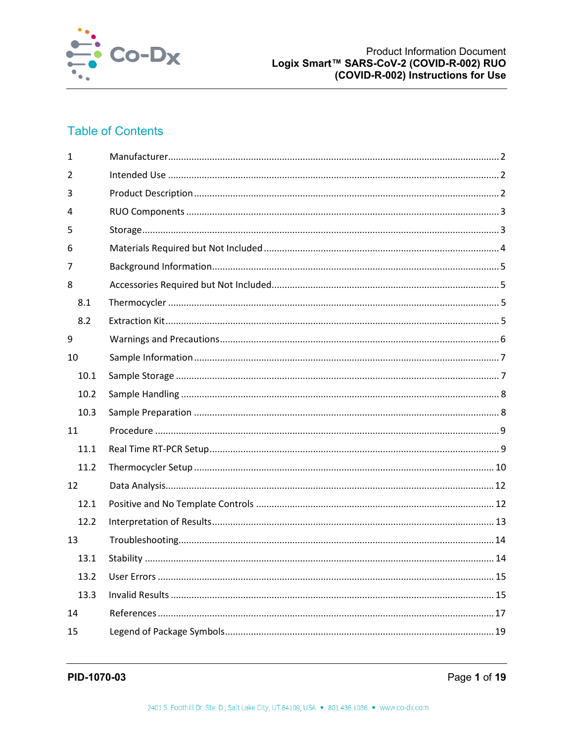## Table of Contents

| | | |
|---|---|---|
| 1 | Manufacturer | 2 |
| 2 | Intended Use | 2 |
| 3 | Product Description | 2 |
| 4 | RUO Components | 3 |
| 5 | Storage | 3 |
| 6 | Materials Required but Not Included | 4 |
| 7 | Background Information | 5 |
| 8 | Accessories Required but Not Included | 5 |
| 8.1 | Thermocycler | 5 |
| 8.2 | Extraction Kit | 5 |
| 9 | Warnings and Precautions | 6 |
| 10 | Sample Information | 7 |
| 10.1 | Sample Storage | 7 |
| 10.2 | Sample Handling | 8 |
| 10.3 | Sample Preparation | 8 |
| 11 | Procedure | 9 |
| 11.1 | Real Time RT-PCR Setup | 9 |
| 11.2 | Thermocycler Setup | 10 |
| 12 | Data Analysis | 12 |
| 12.1 | Positive and No Template Controls | 12 |
| 12.2 | Interpretation of Results | 13 |
| 13 | Troubleshooting | 14 |
| 13.1 | Stability | 14 |
| 13.2 | User Errors | 15 |
| 13.3 | Invalid Results | 15 |
| 14 | References | 17 |
| 15 | Legend of Package Symbols | 19 |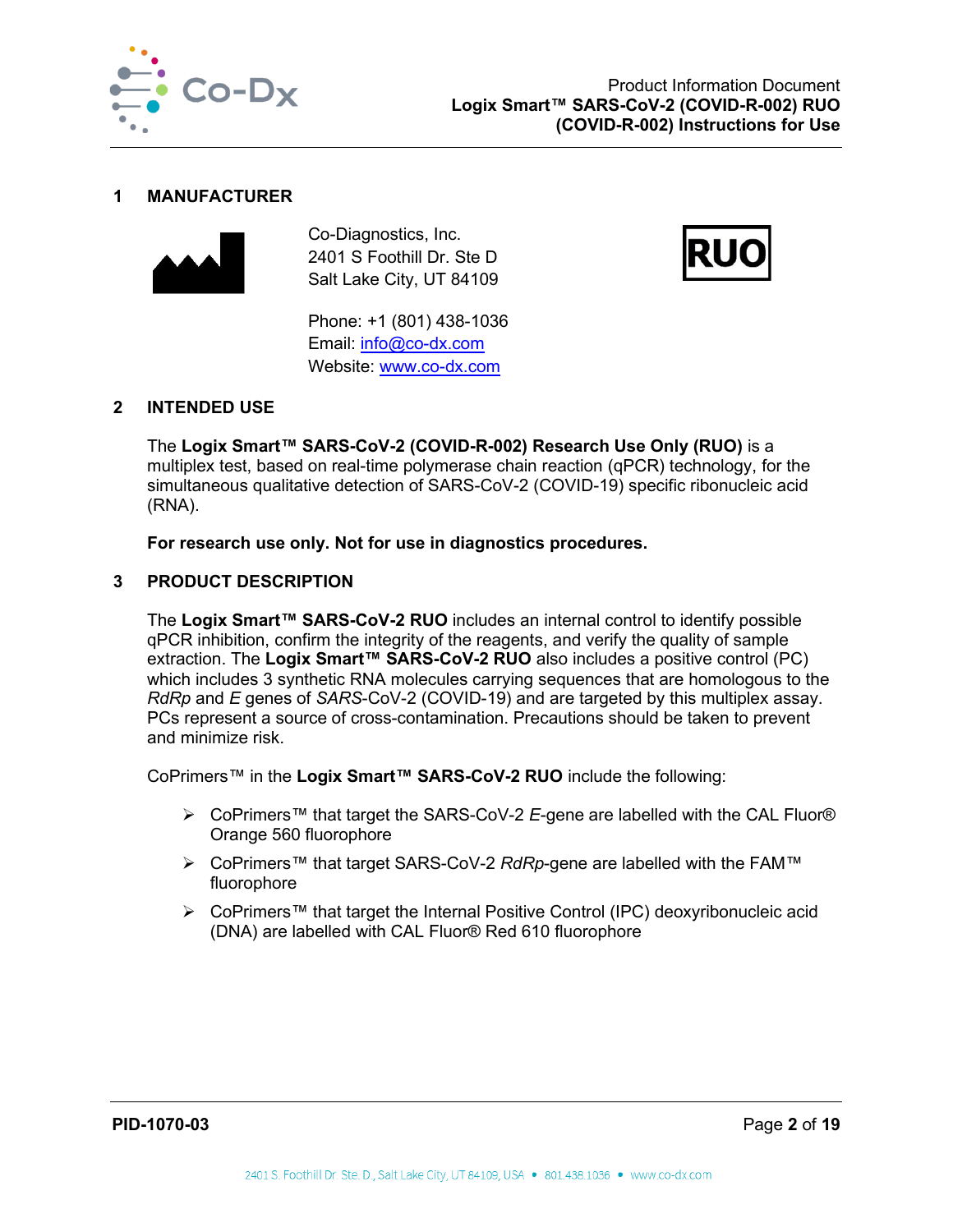## 1 MANUFACTURER

Co-Diagnostics, Inc.
2401 S Foothill Dr. Ste D
Salt Lake City, UT 84109

Phone: +1 (801) 438-1036
Email: info@co-dx.com
Website: www.co-dx.com

RUO

## 2 INTENDED USE

The **Logix Smart™ SARS-CoV-2 (COVID-R-002) Research Use Only (RUO)** is a multiplex test, based on real-time polymerase chain reaction (qPCR) technology, for the simultaneous qualitative detection of SARS-CoV-2 (COVID-19) specific ribonucleic acid (RNA).

**For research use only. Not for use in diagnostics procedures.**

## 3 PRODUCT DESCRIPTION

The **Logix Smart™ SARS-CoV-2 RUO** includes an internal control to identify possible qPCR inhibition, confirm the integrity of the reagents, and verify the quality of sample extraction. The **Logix Smart™ SARS-CoV-2 RUO** also includes a positive control (PC) which includes 3 synthetic RNA molecules carrying sequences that are homologous to the *RdRp* and *E* genes of *SARS*-CoV-2 (COVID-19) and are targeted by this multiplex assay. PCs represent a source of cross-contamination. Precautions should be taken to prevent and minimize risk.

CoPrimers™ in the **Logix Smart™ SARS-CoV-2 RUO** include the following:

- CoPrimers™ that target the SARS-CoV-2 *E*-gene are labelled with the CAL Fluor® Orange 560 fluorophore
- CoPrimers™ that target SARS-CoV-2 *RdRp*-gene are labelled with the FAM™ fluorophore
- CoPrimers™ that target the Internal Positive Control (IPC) deoxyribonucleic acid (DNA) are labelled with CAL Fluor® Red 610 fluorophore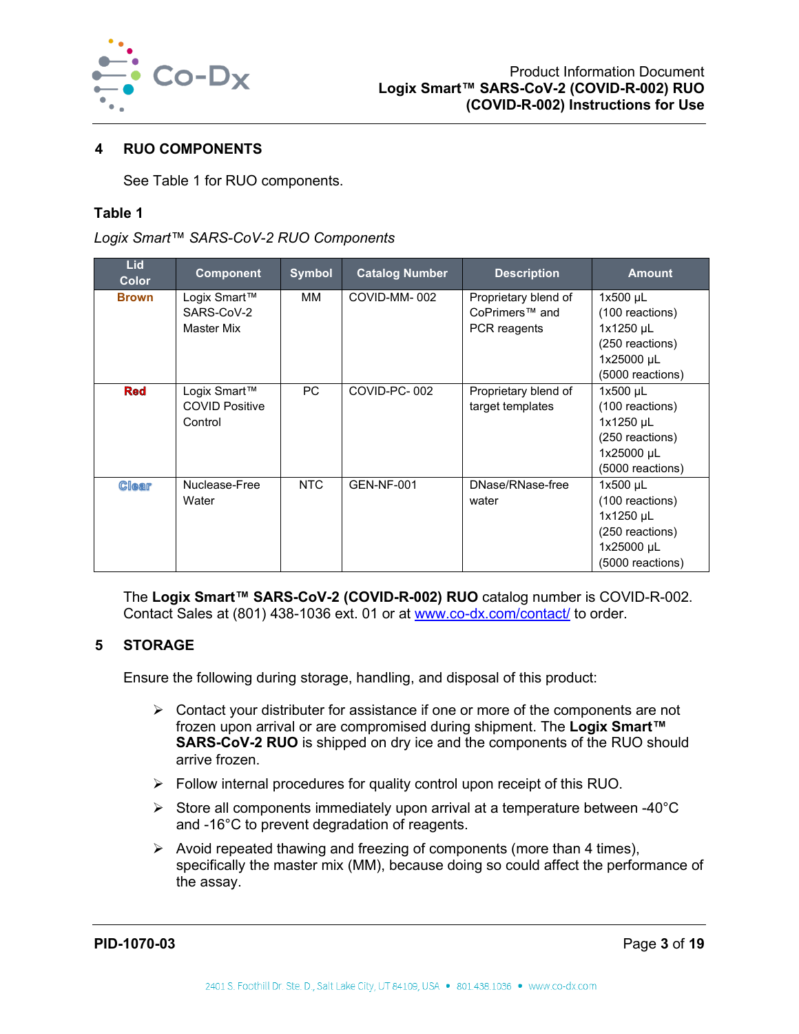## 4 RUO COMPONENTS

See Table 1 for RUO components.

**Table 1**

*Logix Smart™ SARS-CoV-2 RUO Components*

| Lid Color | Component | Symbol | Catalog Number | Description | Amount |
|---|---|---|---|---|---|
| Brown | Logix Smart™ SARS-CoV-2 Master Mix | MM | COVID-MM- 002 | Proprietary blend of CoPrimers™ and PCR reagents | 1x500 µL (100 reactions) 1x1250 µL (250 reactions) 1x25000 µL (5000 reactions) |
| Red | Logix Smart™ COVID Positive Control | PC | COVID-PC- 002 | Proprietary blend of target templates | 1x500 µL (100 reactions) 1x1250 µL (250 reactions) 1x25000 µL (5000 reactions) |
| Clear | Nuclease-Free Water | NTC | GEN-NF-001 | DNase/RNase-free water | 1x500 µL (100 reactions) 1x1250 µL (250 reactions) 1x25000 µL (5000 reactions) |

The **Logix Smart™ SARS-CoV-2 (COVID-R-002) RUO** catalog number is COVID-R-002. Contact Sales at (801) 438-1036 ext. 01 or at www.co-dx.com/contact/ to order.

## 5 STORAGE

Ensure the following during storage, handling, and disposal of this product:

- Contact your distributer for assistance if one or more of the components are not frozen upon arrival or are compromised during shipment. The **Logix Smart™ SARS-CoV-2 RUO** is shipped on dry ice and the components of the RUO should arrive frozen.
- Follow internal procedures for quality control upon receipt of this RUO.
- Store all components immediately upon arrival at a temperature between -40°C and -16°C to prevent degradation of reagents.
- Avoid repeated thawing and freezing of components (more than 4 times), specifically the master mix (MM), because doing so could affect the performance of the assay.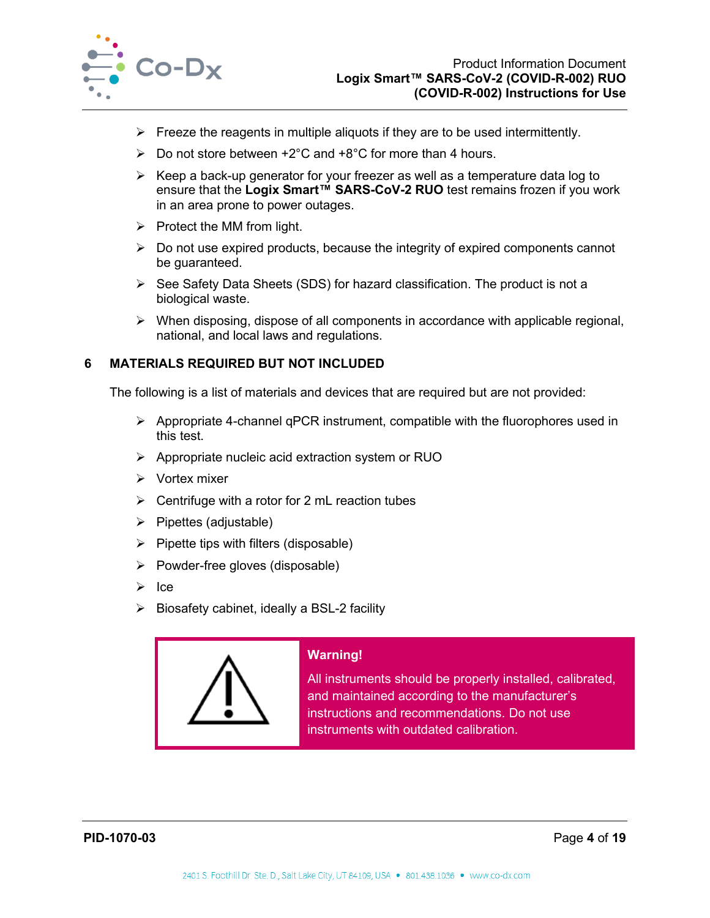- Freeze the reagents in multiple aliquots if they are to be used intermittently.
- Do not store between +2°C and +8°C for more than 4 hours.
- Keep a back-up generator for your freezer as well as a temperature data log to ensure that the **Logix Smart™ SARS-CoV-2 RUO** test remains frozen if you work in an area prone to power outages.
- Protect the MM from light.
- Do not use expired products, because the integrity of expired components cannot be guaranteed.
- See Safety Data Sheets (SDS) for hazard classification. The product is not a biological waste.
- When disposing, dispose of all components in accordance with applicable regional, national, and local laws and regulations.

## 6 MATERIALS REQUIRED BUT NOT INCLUDED

The following is a list of materials and devices that are required but are not provided:

- Appropriate 4-channel qPCR instrument, compatible with the fluorophores used in this test.
- Appropriate nucleic acid extraction system or RUO
- Vortex mixer
- Centrifuge with a rotor for 2 mL reaction tubes
- Pipettes (adjustable)
- Pipette tips with filters (disposable)
- Powder-free gloves (disposable)
- Ice
- Biosafety cabinet, ideally a BSL-2 facility

**Warning!**

All instruments should be properly installed, calibrated, and maintained according to the manufacturer's instructions and recommendations. Do not use instruments with outdated calibration.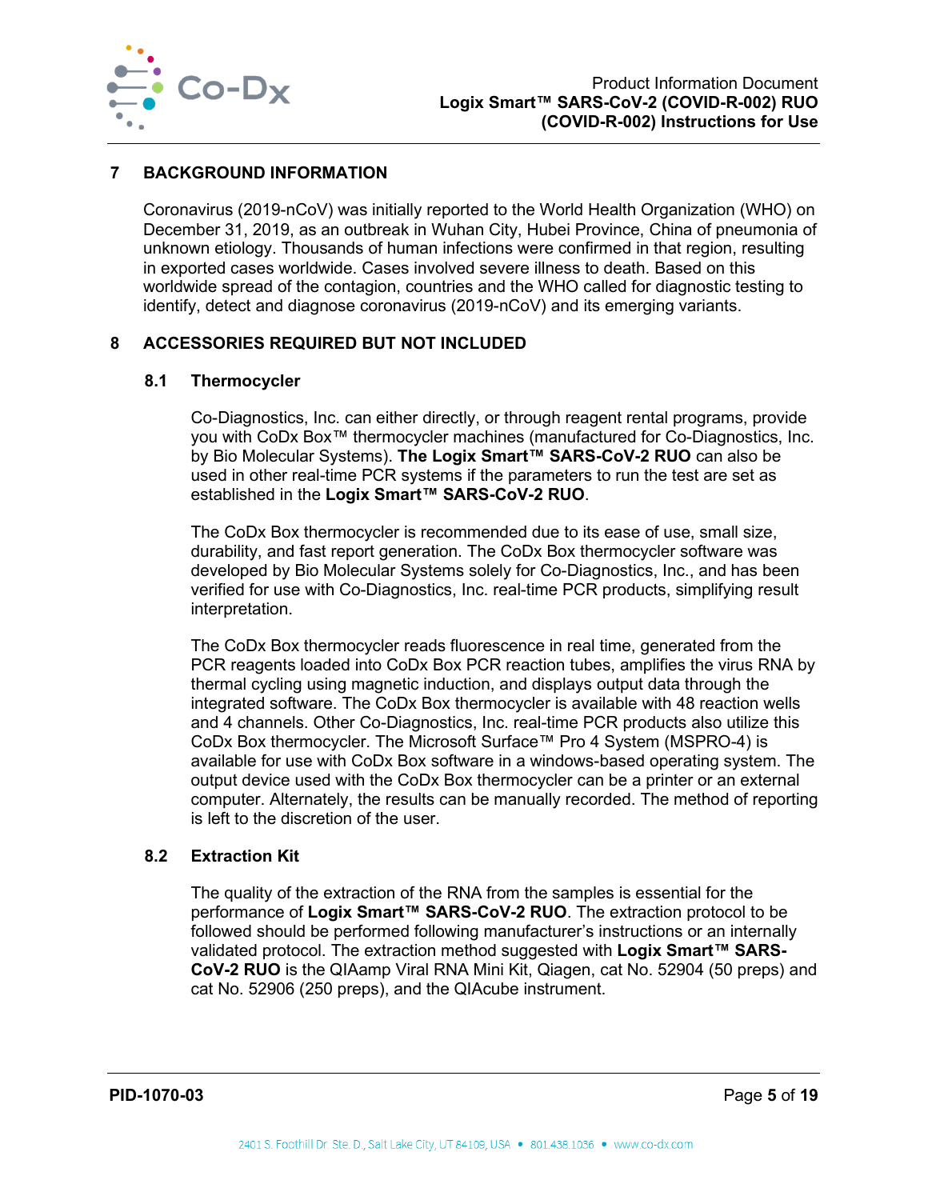## 7 BACKGROUND INFORMATION

Coronavirus (2019-nCoV) was initially reported to the World Health Organization (WHO) on December 31, 2019, as an outbreak in Wuhan City, Hubei Province, China of pneumonia of unknown etiology. Thousands of human infections were confirmed in that region, resulting in exported cases worldwide. Cases involved severe illness to death. Based on this worldwide spread of the contagion, countries and the WHO called for diagnostic testing to identify, detect and diagnose coronavirus (2019-nCoV) and its emerging variants.

## 8 ACCESSORIES REQUIRED BUT NOT INCLUDED

### 8.1 Thermocycler

Co-Diagnostics, Inc. can either directly, or through reagent rental programs, provide you with CoDx Box™ thermocycler machines (manufactured for Co-Diagnostics, Inc. by Bio Molecular Systems). **The Logix Smart™ SARS-CoV-2 RUO** can also be used in other real-time PCR systems if the parameters to run the test are set as established in the **Logix Smart™ SARS-CoV-2 RUO**.

The CoDx Box thermocycler is recommended due to its ease of use, small size, durability, and fast report generation. The CoDx Box thermocycler software was developed by Bio Molecular Systems solely for Co-Diagnostics, Inc., and has been verified for use with Co-Diagnostics, Inc. real-time PCR products, simplifying result interpretation.

The CoDx Box thermocycler reads fluorescence in real time, generated from the PCR reagents loaded into CoDx Box PCR reaction tubes, amplifies the virus RNA by thermal cycling using magnetic induction, and displays output data through the integrated software. The CoDx Box thermocycler is available with 48 reaction wells and 4 channels. Other Co-Diagnostics, Inc. real-time PCR products also utilize this CoDx Box thermocycler. The Microsoft Surface™ Pro 4 System (MSPRO-4) is available for use with CoDx Box software in a windows-based operating system. The output device used with the CoDx Box thermocycler can be a printer or an external computer. Alternately, the results can be manually recorded. The method of reporting is left to the discretion of the user.

### 8.2 Extraction Kit

The quality of the extraction of the RNA from the samples is essential for the performance of **Logix Smart™ SARS-CoV-2 RUO**. The extraction protocol to be followed should be performed following manufacturer's instructions or an internally validated protocol. The extraction method suggested with **Logix Smart™ SARS-CoV-2 RUO** is the QIAamp Viral RNA Mini Kit, Qiagen, cat No. 52904 (50 preps) and cat No. 52906 (250 preps), and the QIAcube instrument.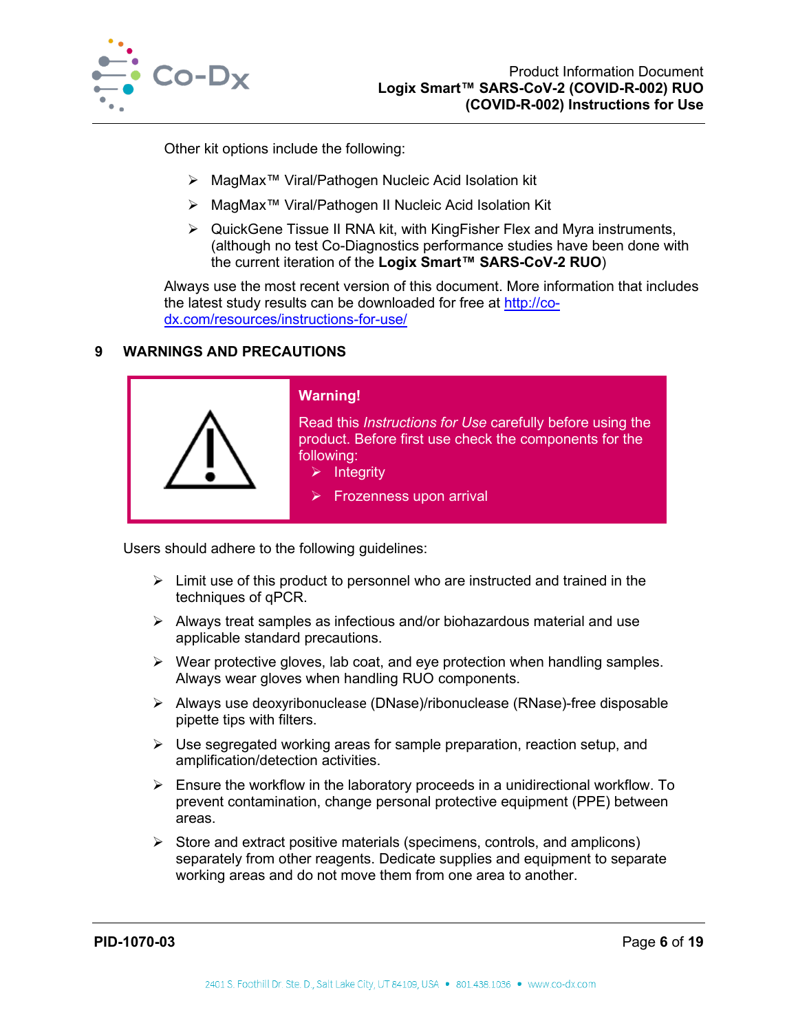Other kit options include the following:

- MagMax™ Viral/Pathogen Nucleic Acid Isolation kit
- MagMax™ Viral/Pathogen II Nucleic Acid Isolation Kit
- QuickGene Tissue II RNA kit, with KingFisher Flex and Myra instruments, (although no test Co-Diagnostics performance studies have been done with the current iteration of the **Logix Smart™ SARS-CoV-2 RUO**)

Always use the most recent version of this document. More information that includes the latest study results can be downloaded for free at http://co-dx.com/resources/instructions-for-use/

## 9 WARNINGS AND PRECAUTIONS

**Warning!**

Read this *Instructions for Use* carefully before using the product. Before first use check the components for the following:

- Integrity
- Frozenness upon arrival

Users should adhere to the following guidelines:

- Limit use of this product to personnel who are instructed and trained in the techniques of qPCR.
- Always treat samples as infectious and/or biohazardous material and use applicable standard precautions.
- Wear protective gloves, lab coat, and eye protection when handling samples. Always wear gloves when handling RUO components.
- Always use deoxyribonuclease (DNase)/ribonuclease (RNase)-free disposable pipette tips with filters.
- Use segregated working areas for sample preparation, reaction setup, and amplification/detection activities.
- Ensure the workflow in the laboratory proceeds in a unidirectional workflow. To prevent contamination, change personal protective equipment (PPE) between areas.
- Store and extract positive materials (specimens, controls, and amplicons) separately from other reagents. Dedicate supplies and equipment to separate working areas and do not move them from one area to another.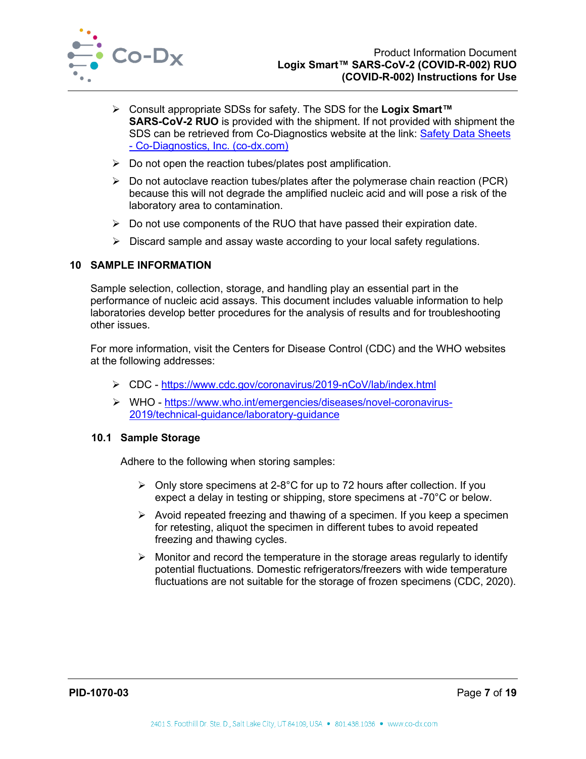- Consult appropriate SDSs for safety. The SDS for the **Logix Smart™ SARS-CoV-2 RUO** is provided with the shipment. If not provided with shipment the SDS can be retrieved from Co-Diagnostics website at the link: [Safety Data Sheets - Co-Diagnostics, Inc. (co-dx.com)](Safety Data Sheets - Co-Diagnostics, Inc. (co-dx.com))
- Do not open the reaction tubes/plates post amplification.
- Do not autoclave reaction tubes/plates after the polymerase chain reaction (PCR) because this will not degrade the amplified nucleic acid and will pose a risk of the laboratory area to contamination.
- Do not use components of the RUO that have passed their expiration date.
- Discard sample and assay waste according to your local safety regulations.

## 10 SAMPLE INFORMATION

Sample selection, collection, storage, and handling play an essential part in the performance of nucleic acid assays. This document includes valuable information to help laboratories develop better procedures for the analysis of results and for troubleshooting other issues.

For more information, visit the Centers for Disease Control (CDC) and the WHO websites at the following addresses:

- CDC - https://www.cdc.gov/coronavirus/2019-nCoV/lab/index.html
- WHO - https://www.who.int/emergencies/diseases/novel-coronavirus-2019/technical-guidance/laboratory-guidance

### 10.1 Sample Storage

Adhere to the following when storing samples:

- Only store specimens at 2-8°C for up to 72 hours after collection. If you expect a delay in testing or shipping, store specimens at -70°C or below.
- Avoid repeated freezing and thawing of a specimen. If you keep a specimen for retesting, aliquot the specimen in different tubes to avoid repeated freezing and thawing cycles.
- Monitor and record the temperature in the storage areas regularly to identify potential fluctuations. Domestic refrigerators/freezers with wide temperature fluctuations are not suitable for the storage of frozen specimens (CDC, 2020).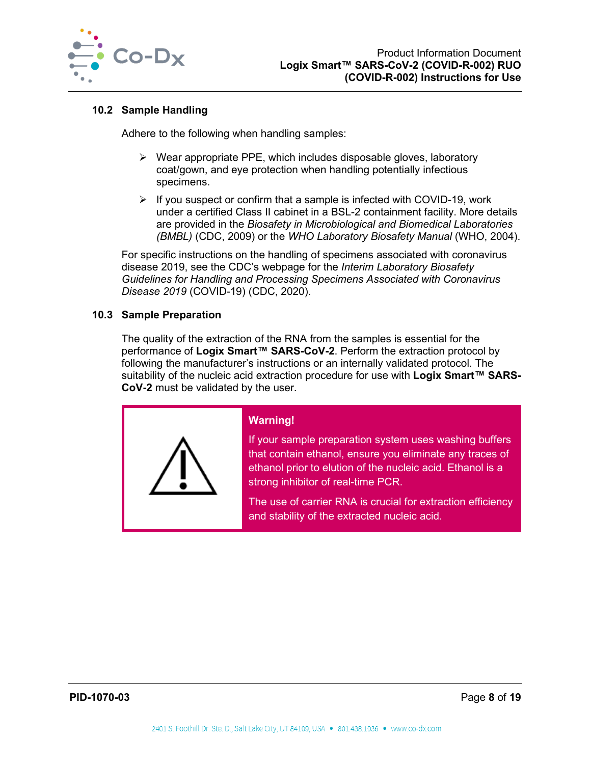### 10.2 Sample Handling

Adhere to the following when handling samples:

- Wear appropriate PPE, which includes disposable gloves, laboratory coat/gown, and eye protection when handling potentially infectious specimens.
- If you suspect or confirm that a sample is infected with COVID-19, work under a certified Class II cabinet in a BSL-2 containment facility. More details are provided in the *Biosafety in Microbiological and Biomedical Laboratories (BMBL)* (CDC, 2009) or the *WHO Laboratory Biosafety Manual* (WHO, 2004).

For specific instructions on the handling of specimens associated with coronavirus disease 2019, see the CDC's webpage for the *Interim Laboratory Biosafety Guidelines for Handling and Processing Specimens Associated with Coronavirus Disease 2019* (COVID-19) (CDC, 2020).

### 10.3 Sample Preparation

The quality of the extraction of the RNA from the samples is essential for the performance of **Logix Smart™ SARS-CoV-2**. Perform the extraction protocol by following the manufacturer's instructions or an internally validated protocol. The suitability of the nucleic acid extraction procedure for use with **Logix Smart™ SARS-CoV-2** must be validated by the user.

> **Warning!**
>
> If your sample preparation system uses washing buffers that contain ethanol, ensure you eliminate any traces of ethanol prior to elution of the nucleic acid. Ethanol is a strong inhibitor of real-time PCR.
>
> The use of carrier RNA is crucial for extraction efficiency and stability of the extracted nucleic acid.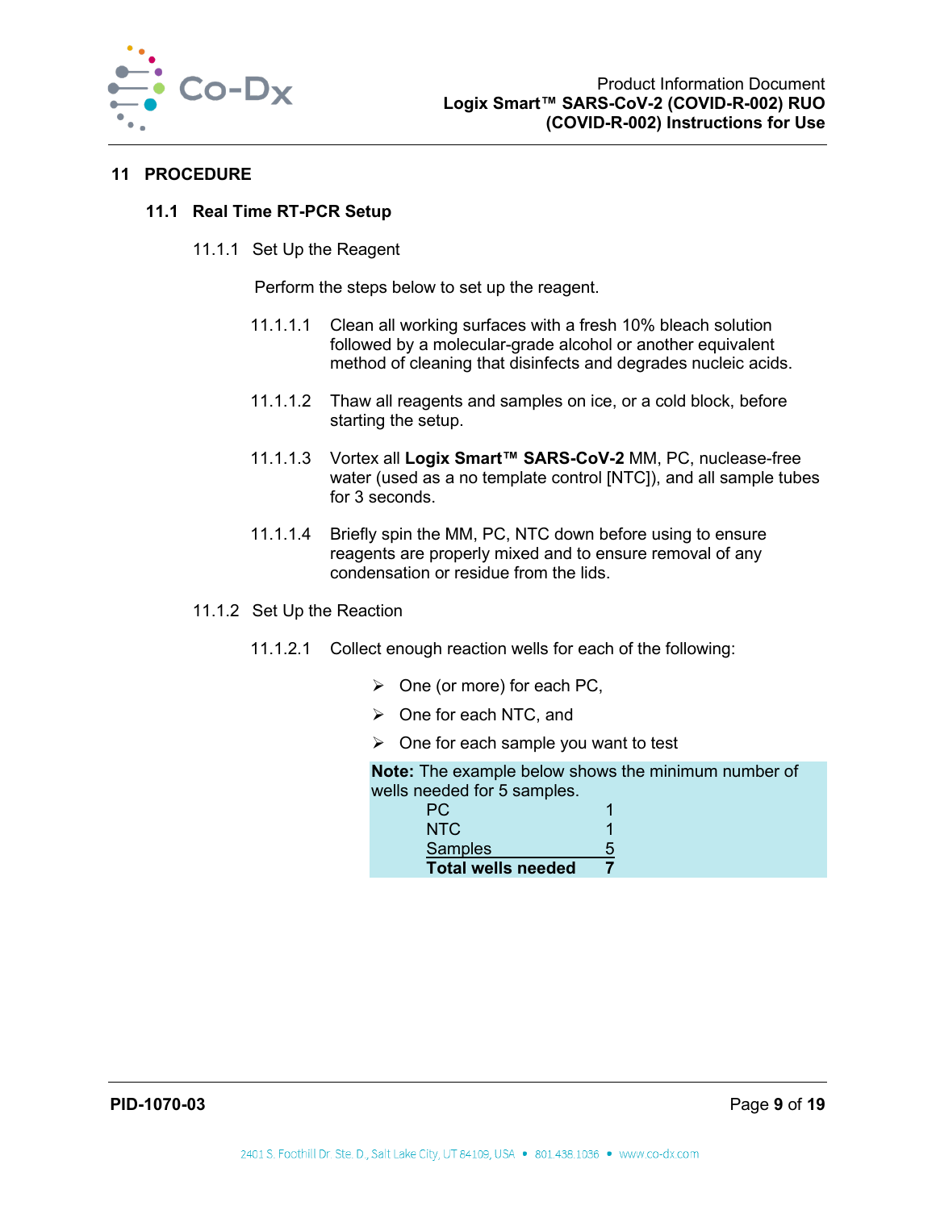## 11 PROCEDURE

### 11.1 Real Time RT-PCR Setup

#### 11.1.1 Set Up the Reagent

Perform the steps below to set up the reagent.

11.1.1.1 Clean all working surfaces with a fresh 10% bleach solution followed by a molecular-grade alcohol or another equivalent method of cleaning that disinfects and degrades nucleic acids.

11.1.1.2 Thaw all reagents and samples on ice, or a cold block, before starting the setup.

11.1.1.3 Vortex all **Logix Smart™ SARS-CoV-2** MM, PC, nuclease-free water (used as a no template control [NTC]), and all sample tubes for 3 seconds.

11.1.1.4 Briefly spin the MM, PC, NTC down before using to ensure reagents are properly mixed and to ensure removal of any condensation or residue from the lids.

#### 11.1.2 Set Up the Reaction

11.1.2.1 Collect enough reaction wells for each of the following:

- One (or more) for each PC,
- One for each NTC, and
- One for each sample you want to test

**Note:** The example below shows the minimum number of wells needed for 5 samples.

| | |
|---|---|
| PC | 1 |
| NTC | 1 |
| Samples | 5 |
| **Total wells needed** | **7** |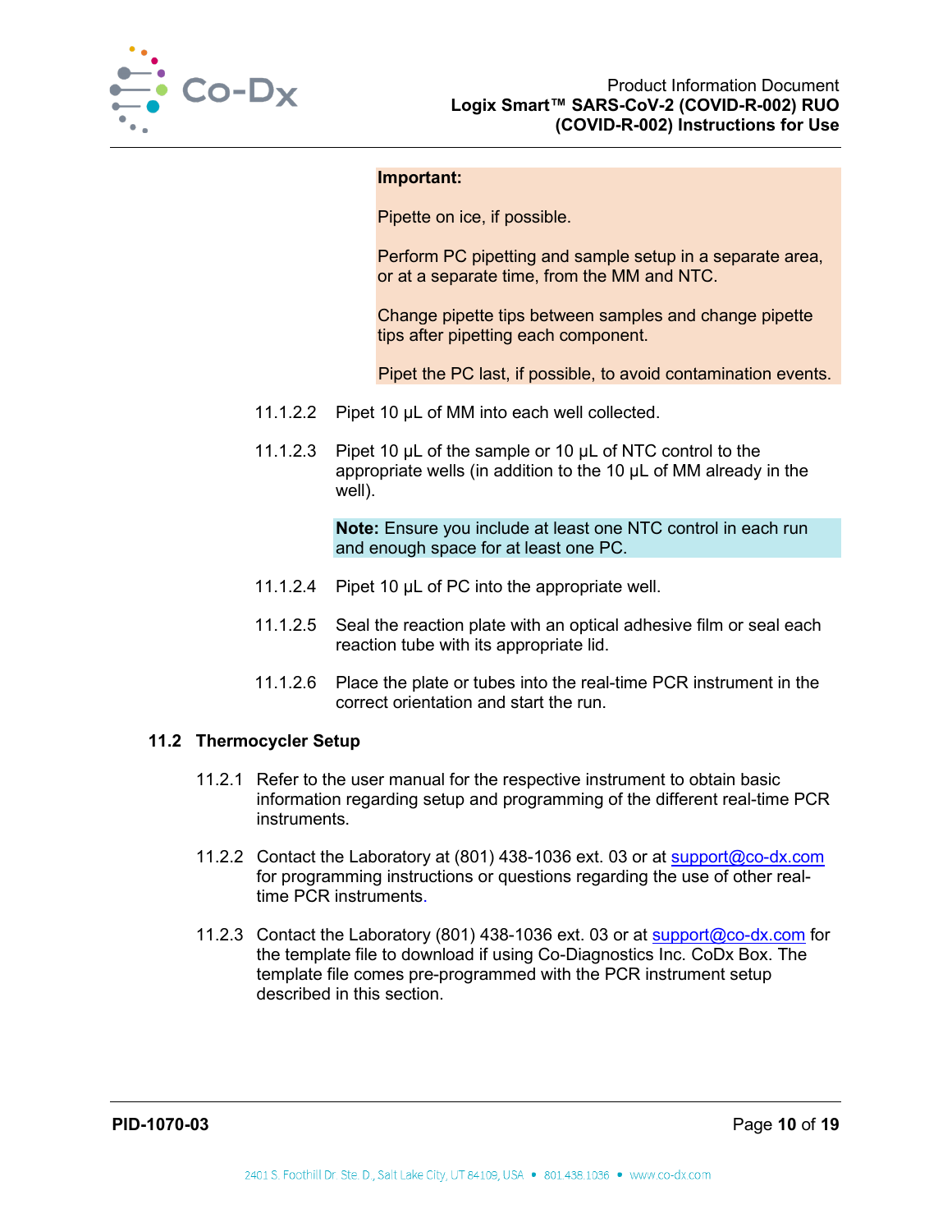**Important:**

Pipette on ice, if possible.

Perform PC pipetting and sample setup in a separate area, or at a separate time, from the MM and NTC.

Change pipette tips between samples and change pipette tips after pipetting each component.

Pipet the PC last, if possible, to avoid contamination events.

11.1.2.2 Pipet 10 µL of MM into each well collected.

11.1.2.3 Pipet 10 µL of the sample or 10 µL of NTC control to the appropriate wells (in addition to the 10 µL of MM already in the well).

**Note:** Ensure you include at least one NTC control in each run and enough space for at least one PC.

11.1.2.4 Pipet 10 µL of PC into the appropriate well.

11.1.2.5 Seal the reaction plate with an optical adhesive film or seal each reaction tube with its appropriate lid.

11.1.2.6 Place the plate or tubes into the real-time PCR instrument in the correct orientation and start the run.

## 11.2 Thermocycler Setup

11.2.1 Refer to the user manual for the respective instrument to obtain basic information regarding setup and programming of the different real-time PCR instruments.

11.2.2 Contact the Laboratory at (801) 438-1036 ext. 03 or at support@co-dx.com for programming instructions or questions regarding the use of other real-time PCR instruments.

11.2.3 Contact the Laboratory (801) 438-1036 ext. 03 or at support@co-dx.com for the template file to download if using Co-Diagnostics Inc. CoDx Box. The template file comes pre-programmed with the PCR instrument setup described in this section.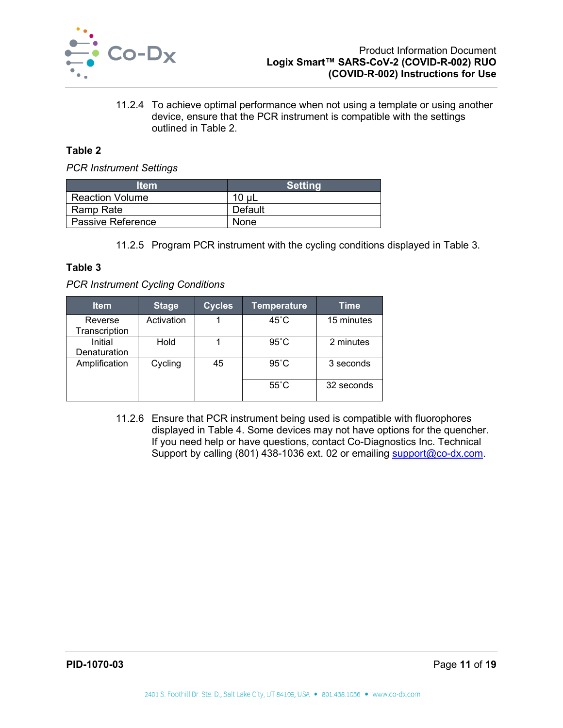11.2.4 To achieve optimal performance when not using a template or using another device, ensure that the PCR instrument is compatible with the settings outlined in Table 2.

**Table 2**

*PCR Instrument Settings*

| Item | Setting |
|---|---|
| Reaction Volume | 10 µL |
| Ramp Rate | Default |
| Passive Reference | None |

11.2.5 Program PCR instrument with the cycling conditions displayed in Table 3.

**Table 3**

*PCR Instrument Cycling Conditions*

| Item | Stage | Cycles | Temperature | Time |
|---|---|---|---|---|
| Reverse Transcription | Activation | 1 | 45˚C | 15 minutes |
| Initial Denaturation | Hold | 1 | 95˚C | 2 minutes |
| Amplification | Cycling | 45 | 95˚C | 3 seconds |
| | | | 55˚C | 32 seconds |

11.2.6 Ensure that PCR instrument being used is compatible with fluorophores displayed in Table 4. Some devices may not have options for the quencher. If you need help or have questions, contact Co-Diagnostics Inc. Technical Support by calling (801) 438-1036 ext. 02 or emailing support@co-dx.com.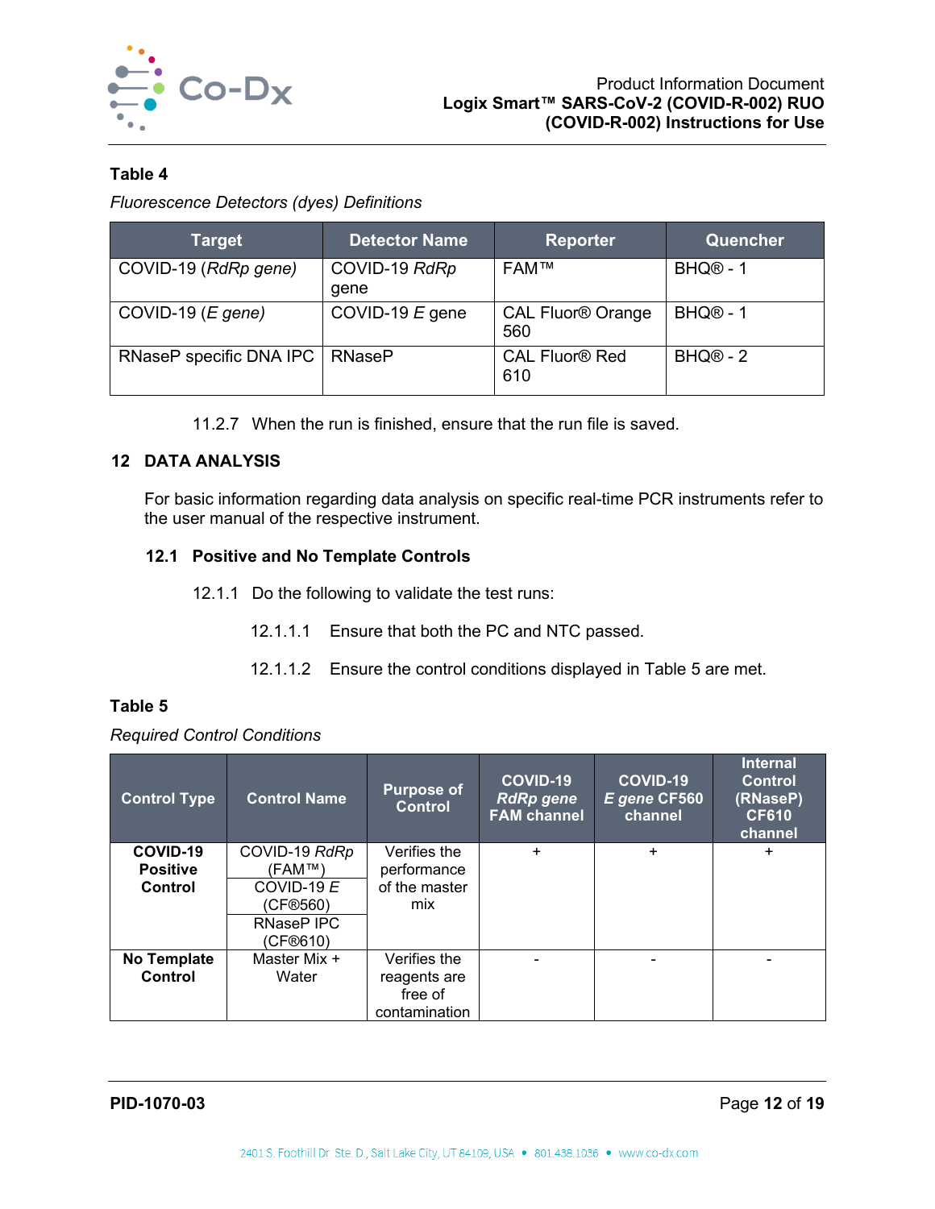**Table 4**

*Fluorescence Detectors (dyes) Definitions*

| Target | Detector Name | Reporter | Quencher |
|---|---|---|---|
| COVID-19 (*RdRp gene)* | COVID-19 *RdRp* gene | FAM™ | BHQ® - 1 |
| COVID-19 (*E gene)* | COVID-19 *E* gene | CAL Fluor® Orange 560 | BHQ® - 1 |
| RNaseP specific DNA IPC | RNaseP | CAL Fluor® Red 610 | BHQ® - 2 |

11.2.7 When the run is finished, ensure that the run file is saved.

## 12 DATA ANALYSIS

For basic information regarding data analysis on specific real-time PCR instruments refer to the user manual of the respective instrument.

### 12.1 Positive and No Template Controls

12.1.1 Do the following to validate the test runs:

12.1.1.1 Ensure that both the PC and NTC passed.

12.1.1.2 Ensure the control conditions displayed in Table 5 are met.

**Table 5**

*Required Control Conditions*

| Control Type | Control Name | Purpose of Control | COVID-19 *RdRp gene* FAM channel | COVID-19 *E gene* CF560 channel | Internal Control (RNaseP) CF610 channel |
|---|---|---|---|---|---|
| **COVID-19 Positive Control** | COVID-19 *RdRp* (FAM™) | Verifies the performance of the master mix | + | + | + |
| | COVID-19 *E* (CF®560) | | | | |
| | RNaseP IPC (CF®610) | | | | |
| **No Template Control** | Master Mix + Water | Verifies the reagents are free of contamination | - | - | - |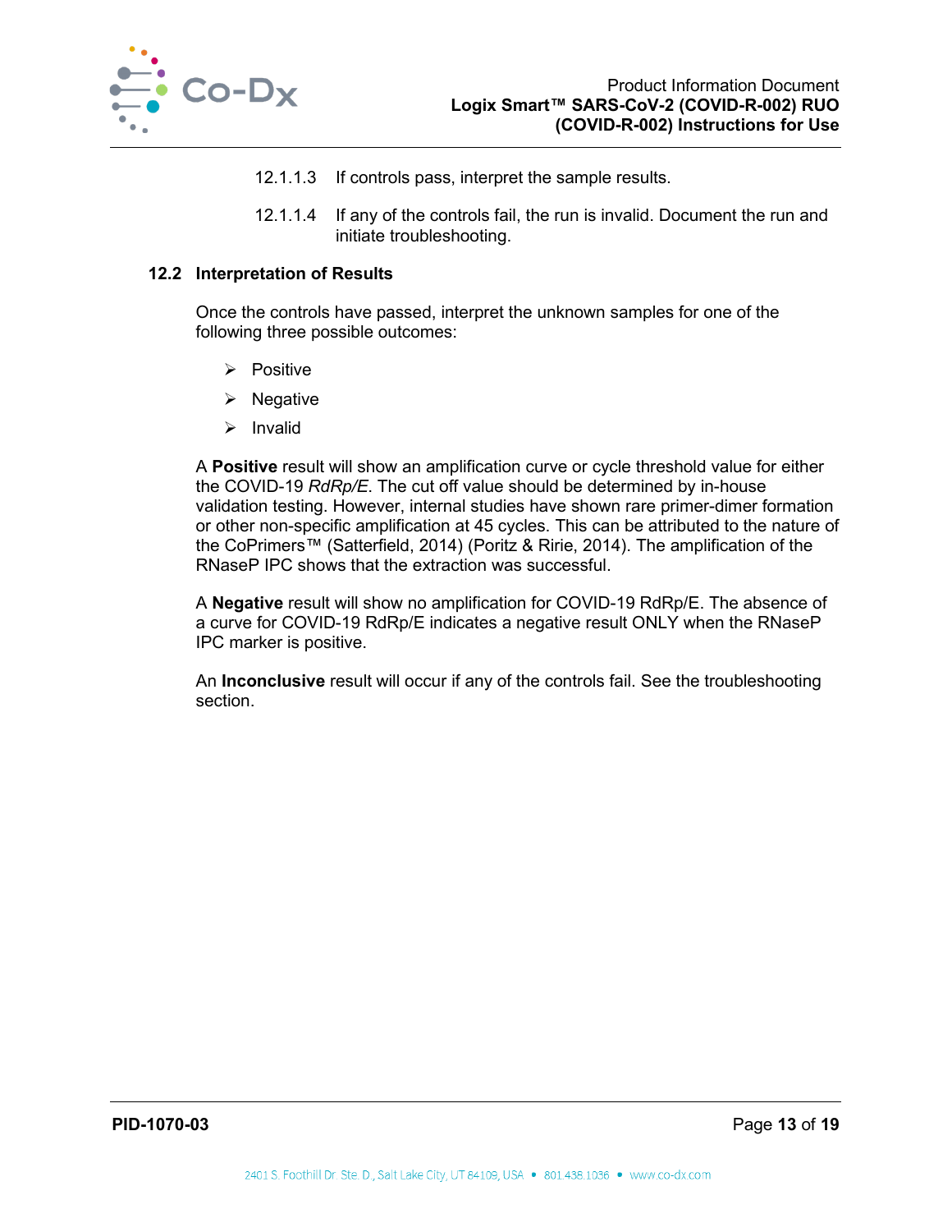12.1.1.3 If controls pass, interpret the sample results.

12.1.1.4 If any of the controls fail, the run is invalid. Document the run and initiate troubleshooting.

### 12.2 Interpretation of Results

Once the controls have passed, interpret the unknown samples for one of the following three possible outcomes:

- Positive
- Negative
- Invalid

A **Positive** result will show an amplification curve or cycle threshold value for either the COVID-19 *RdRp/E*. The cut off value should be determined by in-house validation testing. However, internal studies have shown rare primer-dimer formation or other non-specific amplification at 45 cycles. This can be attributed to the nature of the CoPrimers™ (Satterfield, 2014) (Poritz & Ririe, 2014). The amplification of the RNaseP IPC shows that the extraction was successful.

A **Negative** result will show no amplification for COVID-19 RdRp/E. The absence of a curve for COVID-19 RdRp/E indicates a negative result ONLY when the RNaseP IPC marker is positive.

An **Inconclusive** result will occur if any of the controls fail. See the troubleshooting section.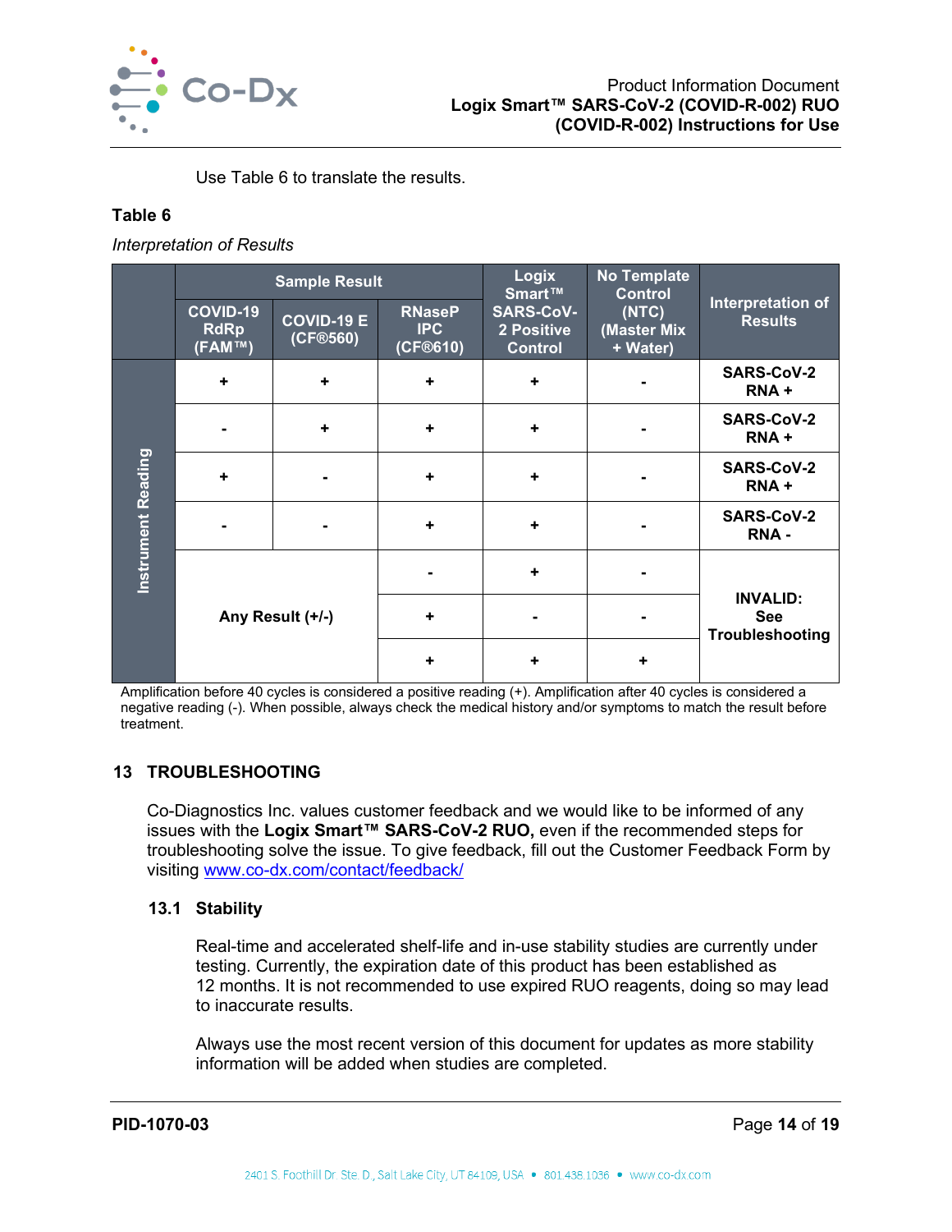Use Table 6 to translate the results.

**Table 6**

*Interpretation of Results*

| | Sample Result | | | Logix Smart™ SARS-CoV-2 Positive Control | No Template Control (NTC) (Master Mix + Water) | Interpretation of Results |
|---|---|---|---|---|---|---|
| | COVID-19 RdRp (FAM™) | COVID-19 E (CF®560) | RNaseP IPC (CF®610) | | | |
| Instrument Reading | + | + | + | + | - | SARS-CoV-2 RNA + |
| | - | + | + | + | - | SARS-CoV-2 RNA + |
| | + | - | + | + | - | SARS-CoV-2 RNA + |
| | - | - | + | + | - | SARS-CoV-2 RNA - |
| | Any Result (+/-) | | - | + | - | INVALID: See Troubleshooting |
| | Any Result (+/-) | | + | - | - | INVALID: See Troubleshooting |
| | Any Result (+/-) | | + | + | + | INVALID: See Troubleshooting |

Amplification before 40 cycles is considered a positive reading (+). Amplification after 40 cycles is considered a negative reading (-). When possible, always check the medical history and/or symptoms to match the result before treatment.

## 13 TROUBLESHOOTING

Co-Diagnostics Inc. values customer feedback and we would like to be informed of any issues with the **Logix Smart™ SARS-CoV-2 RUO,** even if the recommended steps for troubleshooting solve the issue. To give feedback, fill out the Customer Feedback Form by visiting www.co-dx.com/contact/feedback/

### 13.1 Stability

Real-time and accelerated shelf-life and in-use stability studies are currently under testing. Currently, the expiration date of this product has been established as 12 months. It is not recommended to use expired RUO reagents, doing so may lead to inaccurate results.

Always use the most recent version of this document for updates as more stability information will be added when studies are completed.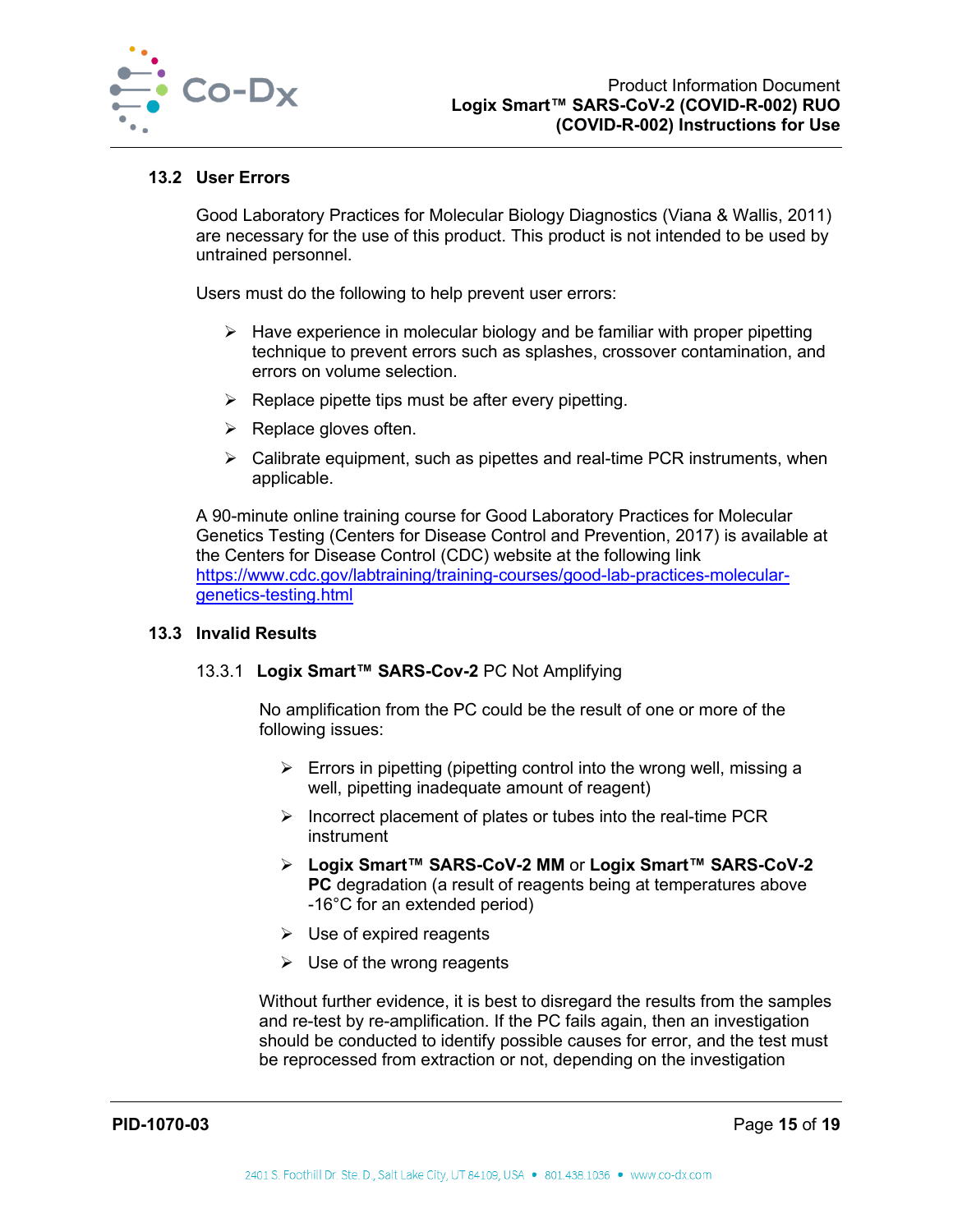### 13.2 User Errors

Good Laboratory Practices for Molecular Biology Diagnostics (Viana & Wallis, 2011) are necessary for the use of this product. This product is not intended to be used by untrained personnel.

Users must do the following to help prevent user errors:

- Have experience in molecular biology and be familiar with proper pipetting technique to prevent errors such as splashes, crossover contamination, and errors on volume selection.
- Replace pipette tips must be after every pipetting.
- Replace gloves often.
- Calibrate equipment, such as pipettes and real-time PCR instruments, when applicable.

A 90-minute online training course for Good Laboratory Practices for Molecular Genetics Testing (Centers for Disease Control and Prevention, 2017) is available at the Centers for Disease Control (CDC) website at the following link [https://www.cdc.gov/labtraining/training-courses/good-lab-practices-molecular-genetics-testing.html](https://www.cdc.gov/labtraining/training-courses/good-lab-practices-molecular-genetics-testing.html)

### 13.3 Invalid Results

#### 13.3.1 **Logix Smart™ SARS-Cov-2** PC Not Amplifying

No amplification from the PC could be the result of one or more of the following issues:

- Errors in pipetting (pipetting control into the wrong well, missing a well, pipetting inadequate amount of reagent)
- Incorrect placement of plates or tubes into the real-time PCR instrument
- **Logix Smart™ SARS-CoV-2 MM** or **Logix Smart™ SARS-CoV-2 PC** degradation (a result of reagents being at temperatures above -16°C for an extended period)
- Use of expired reagents
- Use of the wrong reagents

Without further evidence, it is best to disregard the results from the samples and re-test by re-amplification. If the PC fails again, then an investigation should be conducted to identify possible causes for error, and the test must be reprocessed from extraction or not, depending on the investigation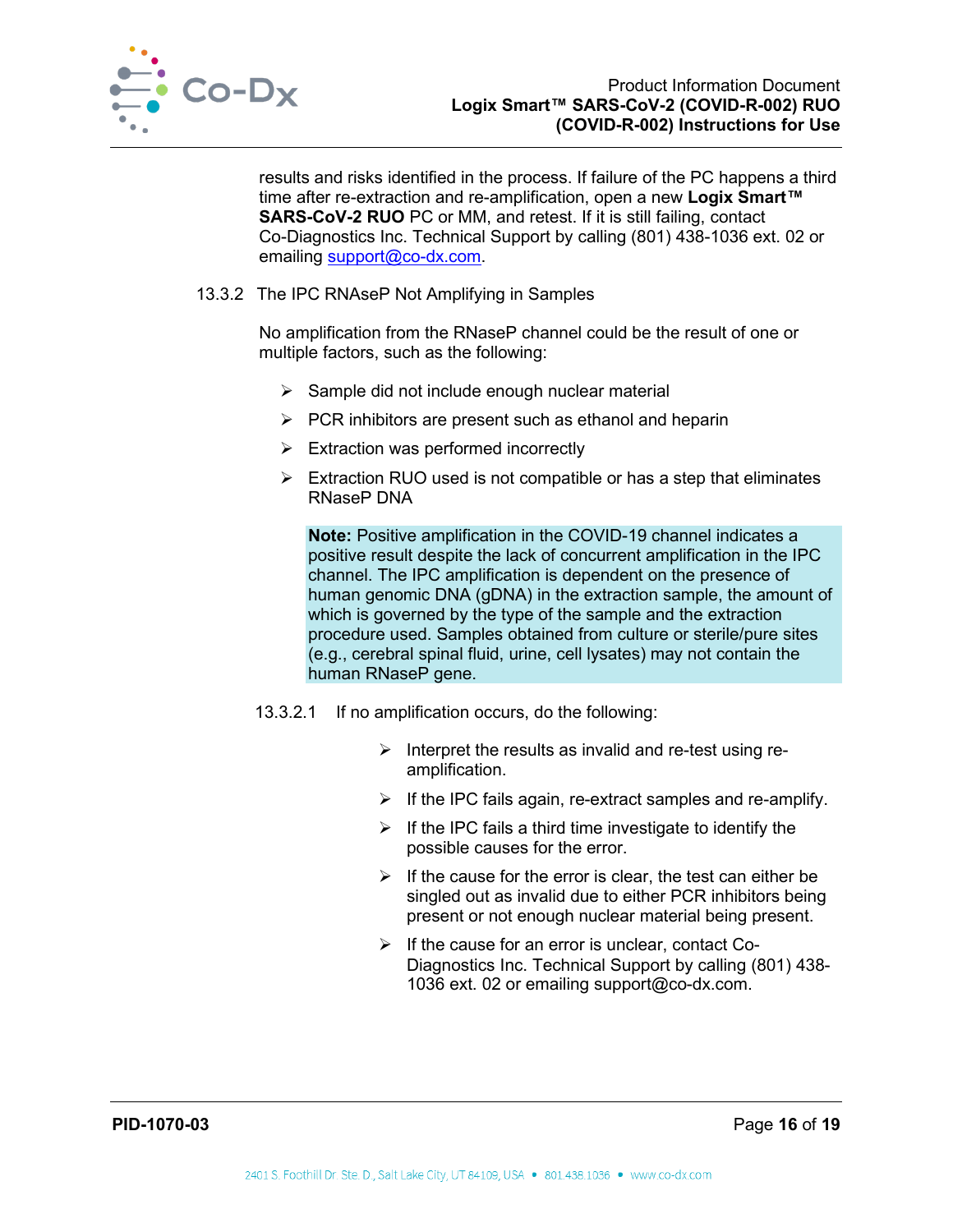results and risks identified in the process. If failure of the PC happens a third time after re-extraction and re-amplification, open a new **Logix Smart™ SARS-CoV-2 RUO** PC or MM, and retest. If it is still failing, contact Co-Diagnostics Inc. Technical Support by calling (801) 438-1036 ext. 02 or emailing support@co-dx.com.

### 13.3.2 The IPC RNAseP Not Amplifying in Samples

No amplification from the RNaseP channel could be the result of one or multiple factors, such as the following:

- Sample did not include enough nuclear material
- PCR inhibitors are present such as ethanol and heparin
- Extraction was performed incorrectly
- Extraction RUO used is not compatible or has a step that eliminates RNaseP DNA

> **Note:** Positive amplification in the COVID-19 channel indicates a positive result despite the lack of concurrent amplification in the IPC channel. The IPC amplification is dependent on the presence of human genomic DNA (gDNA) in the extraction sample, the amount of which is governed by the type of the sample and the extraction procedure used. Samples obtained from culture or sterile/pure sites (e.g., cerebral spinal fluid, urine, cell lysates) may not contain the human RNaseP gene.

#### 13.3.2.1 If no amplification occurs, do the following:

- Interpret the results as invalid and re-test using re-amplification.
- If the IPC fails again, re-extract samples and re-amplify.
- If the IPC fails a third time investigate to identify the possible causes for the error.
- If the cause for the error is clear, the test can either be singled out as invalid due to either PCR inhibitors being present or not enough nuclear material being present.
- If the cause for an error is unclear, contact Co-Diagnostics Inc. Technical Support by calling (801) 438-1036 ext. 02 or emailing support@co-dx.com.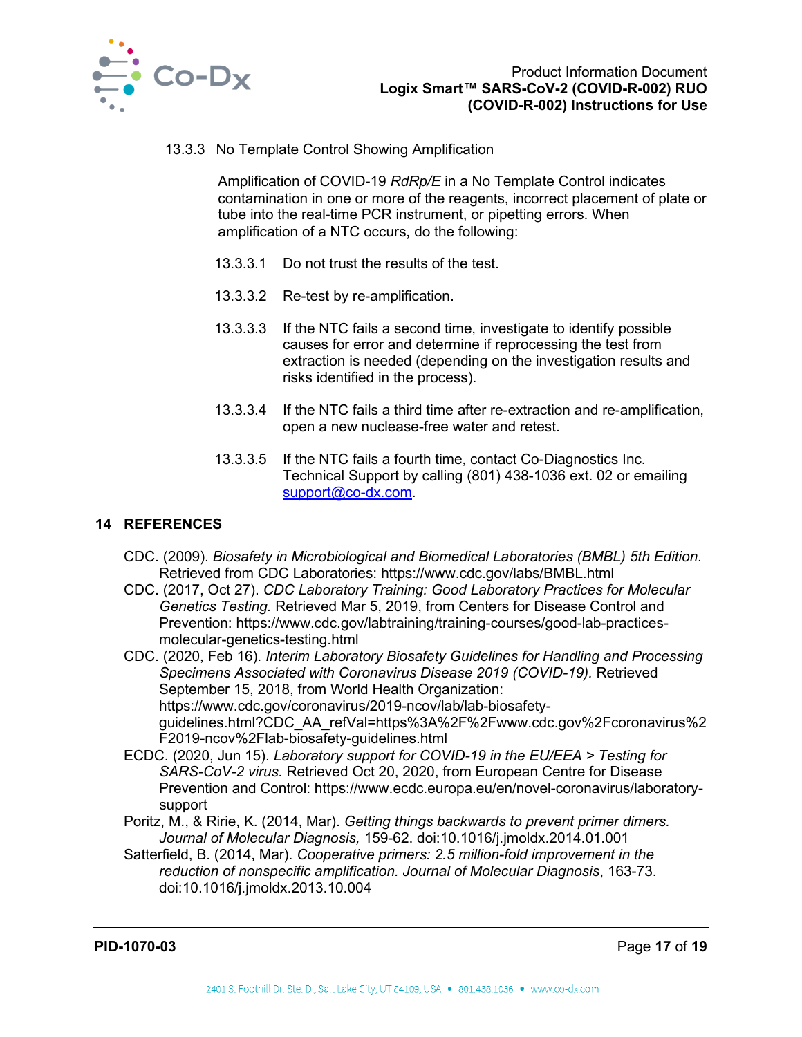#### 13.3.3 No Template Control Showing Amplification

Amplification of COVID-19 *RdRp/E* in a No Template Control indicates contamination in one or more of the reagents, incorrect placement of plate or tube into the real-time PCR instrument, or pipetting errors. When amplification of a NTC occurs, do the following:

13.3.3.1 Do not trust the results of the test.

13.3.3.2 Re-test by re-amplification.

13.3.3.3 If the NTC fails a second time, investigate to identify possible causes for error and determine if reprocessing the test from extraction is needed (depending on the investigation results and risks identified in the process).

13.3.3.4 If the NTC fails a third time after re-extraction and re-amplification, open a new nuclease-free water and retest.

13.3.3.5 If the NTC fails a fourth time, contact Co-Diagnostics Inc. Technical Support by calling (801) 438-1036 ext. 02 or emailing support@co-dx.com.

## 14 REFERENCES

CDC. (2009). *Biosafety in Microbiological and Biomedical Laboratories (BMBL) 5th Edition*. Retrieved from CDC Laboratories: https://www.cdc.gov/labs/BMBL.html

CDC. (2017, Oct 27). *CDC Laboratory Training: Good Laboratory Practices for Molecular Genetics Testing.* Retrieved Mar 5, 2019, from Centers for Disease Control and Prevention: https://www.cdc.gov/labtraining/training-courses/good-lab-practices-molecular-genetics-testing.html

CDC. (2020, Feb 16). *Interim Laboratory Biosafety Guidelines for Handling and Processing Specimens Associated with Coronavirus Disease 2019 (COVID-19).* Retrieved September 15, 2018, from World Health Organization: https://www.cdc.gov/coronavirus/2019-ncov/lab/lab-biosafety-guidelines.html?CDC_AA_refVal=https%3A%2F%2Fwww.cdc.gov%2Fcoronavirus%2F2019-ncov%2Flab-biosafety-guidelines.html

ECDC. (2020, Jun 15). *Laboratory support for COVID-19 in the EU/EEA > Testing for SARS-CoV-2 virus.* Retrieved Oct 20, 2020, from European Centre for Disease Prevention and Control: https://www.ecdc.europa.eu/en/novel-coronavirus/laboratory-support

Poritz, M., & Ririe, K. (2014, Mar). *Getting things backwards to prevent primer dimers. Journal of Molecular Diagnosis,* 159-62. doi:10.1016/j.jmoldx.2014.01.001

Satterfield, B. (2014, Mar). *Cooperative primers: 2.5 million-fold improvement in the reduction of nonspecific amplification. Journal of Molecular Diagnosis*, 163-73. doi:10.1016/j.jmoldx.2013.10.004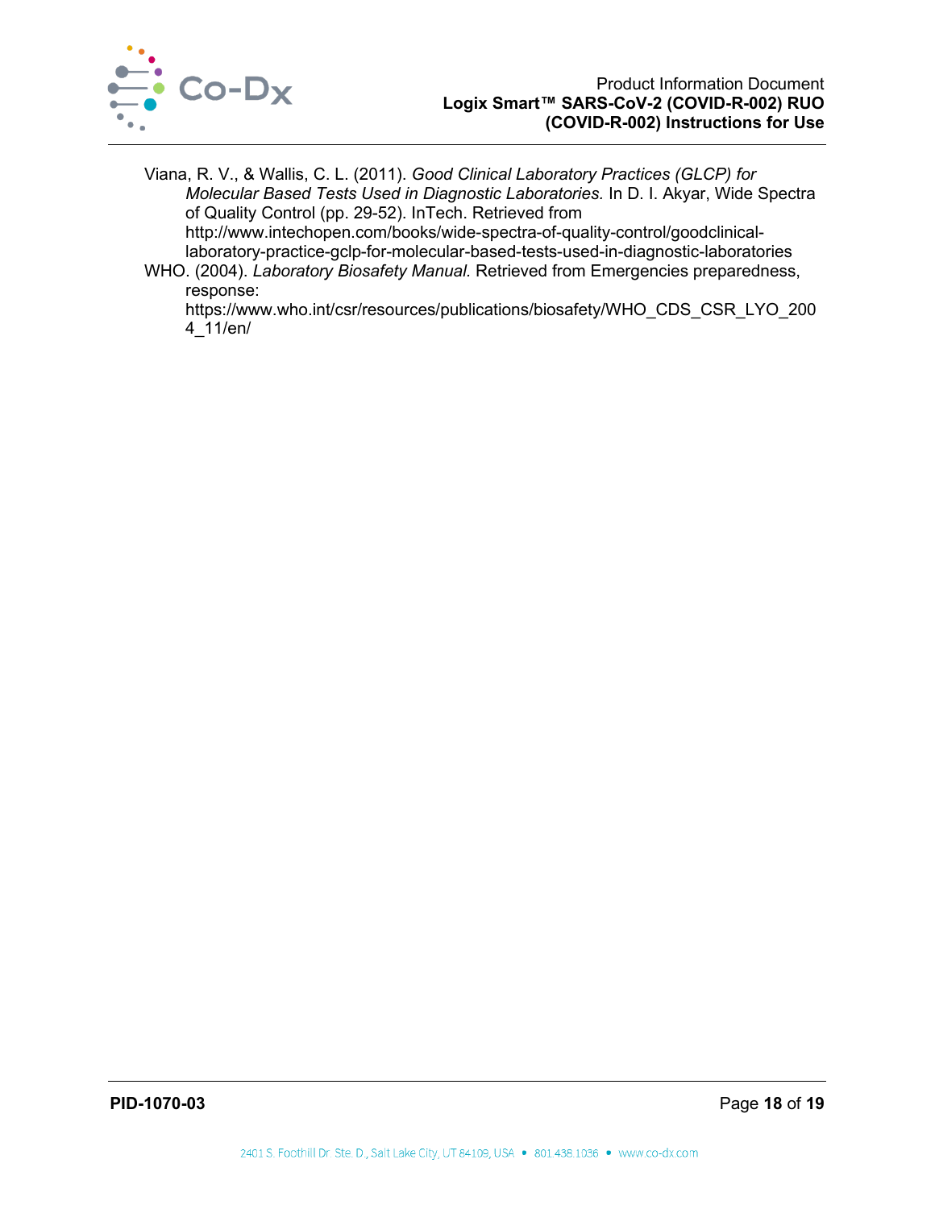Viana, R. V., & Wallis, C. L. (2011). *Good Clinical Laboratory Practices (GLCP) for Molecular Based Tests Used in Diagnostic Laboratories.* In D. I. Akyar, Wide Spectra of Quality Control (pp. 29-52). InTech. Retrieved from http://www.intechopen.com/books/wide-spectra-of-quality-control/goodclinical-laboratory-practice-gclp-for-molecular-based-tests-used-in-diagnostic-laboratories

WHO. (2004). *Laboratory Biosafety Manual.* Retrieved from Emergencies preparedness, response: https://www.who.int/csr/resources/publications/biosafety/WHO_CDS_CSR_LYO_2004_11/en/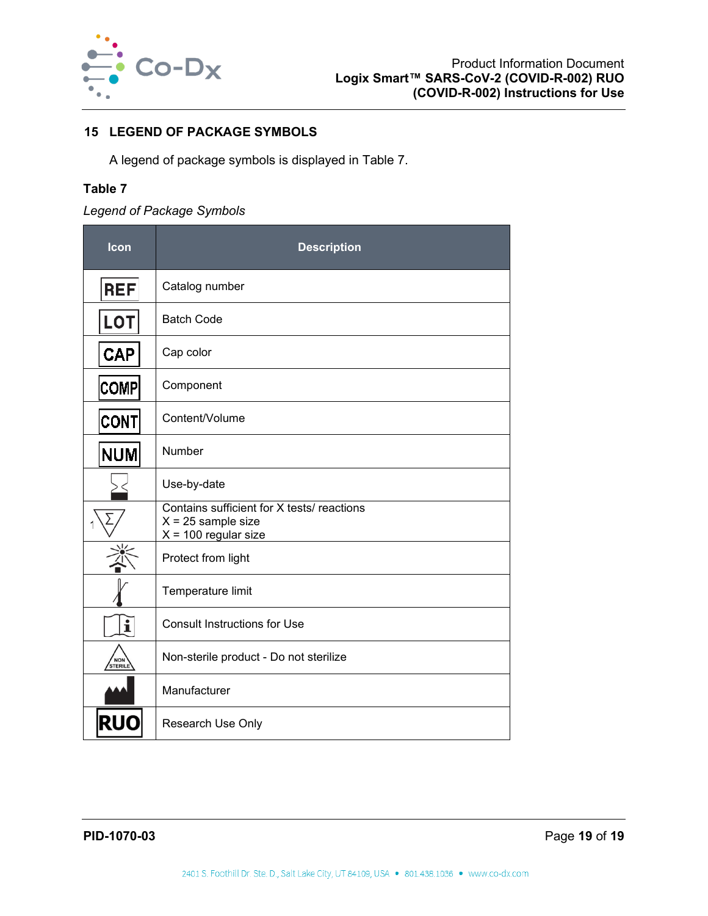## 15 LEGEND OF PACKAGE SYMBOLS

A legend of package symbols is displayed in Table 7.

**Table 7**

*Legend of Package Symbols*

| Icon | Description |
|---|---|
| REF | Catalog number |
| LOT | Batch Code |
| CAP | Cap color |
| COMP | Component |
| CONT | Content/Volume |
| NUM | Number |
| | Use-by-date |
| Σ | Contains sufficient for X tests/ reactions<br>X = 25 sample size<br>X = 100 regular size |
| | Protect from light |
| | Temperature limit |
| i | Consult Instructions for Use |
| NON STERILE | Non-sterile product - Do not sterilize |
| | Manufacturer |
| RUO | Research Use Only |

2401 S. Foothill Dr. Ste. D., Salt Lake City, UT 84109, USA • 801.438.1036 • www.co-dx.com